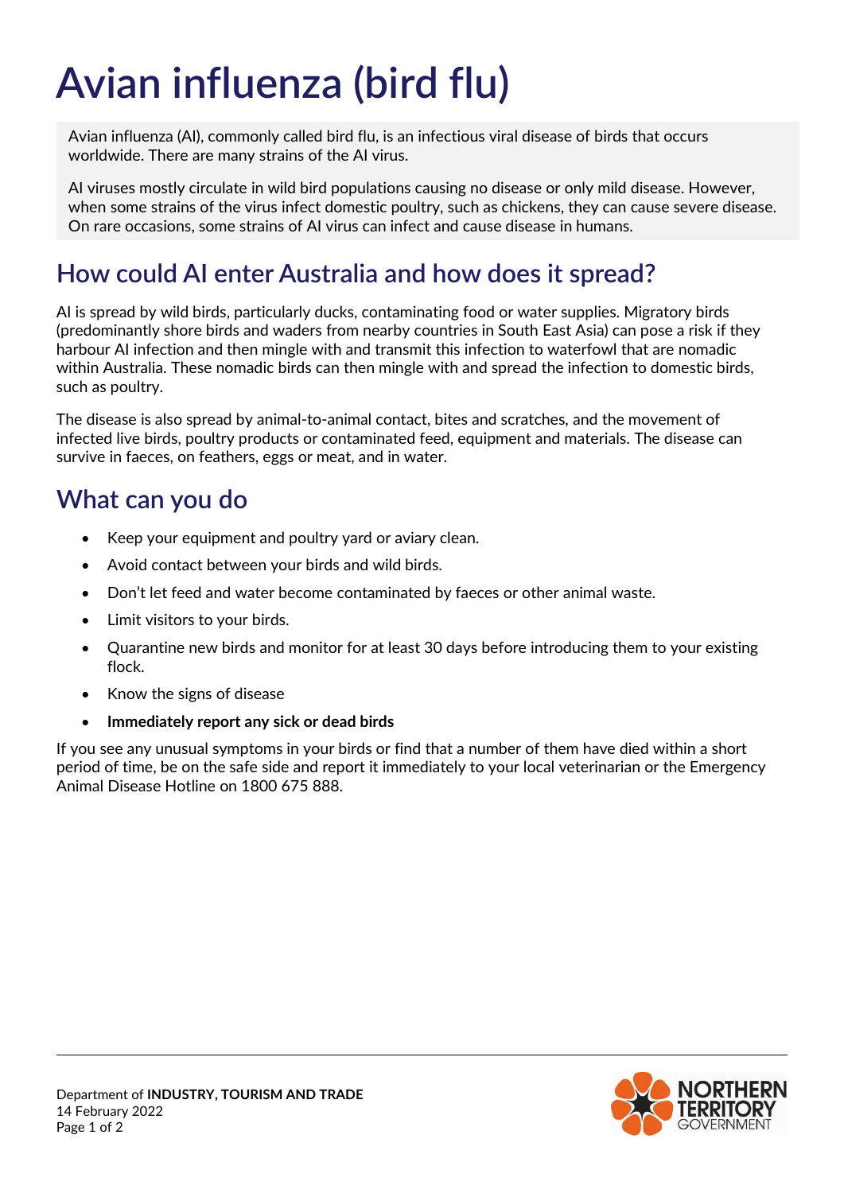# Avian influenza (bird flu)

Avian influenza (AI), commonly called bird flu, is an infectious viral disease of birds that occurs worldwide. There are many strains of the AI virus.

AI viruses mostly circulate in wild bird populations causing no disease or only mild disease. However, when some strains of the virus infect domestic poultry, such as chickens, they can cause severe disease. On rare occasions, some strains of AI virus can infect and cause disease in humans.

## How could AI enter Australia and how does it spread?

AI is spread by wild birds, particularly ducks, contaminating food or water supplies. Migratory birds (predominantly shore birds and waders from nearby countries in South East Asia) can pose a risk if they harbour AI infection and then mingle with and transmit this infection to waterfowl that are nomadic within Australia. These nomadic birds can then mingle with and spread the infection to domestic birds, such as poultry.

The disease is also spread by animal-to-animal contact, bites and scratches, and the movement of infected live birds, poultry products or contaminated feed, equipment and materials. The disease can survive in faeces, on feathers, eggs or meat, and in water.

## What can you do

- Keep your equipment and poultry yard or aviary clean.
- Avoid contact between your birds and wild birds.
- Don't let feed and water become contaminated by faeces or other animal waste.
- Limit visitors to your birds.
- Quarantine new birds and monitor for at least 30 days before introducing them to your existing flock.
- Know the signs of disease
- **Immediately report any sick or dead birds**

If you see any unusual symptoms in your birds or find that a number of them have died within a short period of time, be on the safe side and report it immediately to your local veterinarian or the Emergency Animal Disease Hotline on 1800 675 888.

Department of **INDUSTRY, TOURISM AND TRADE**
14 February 2022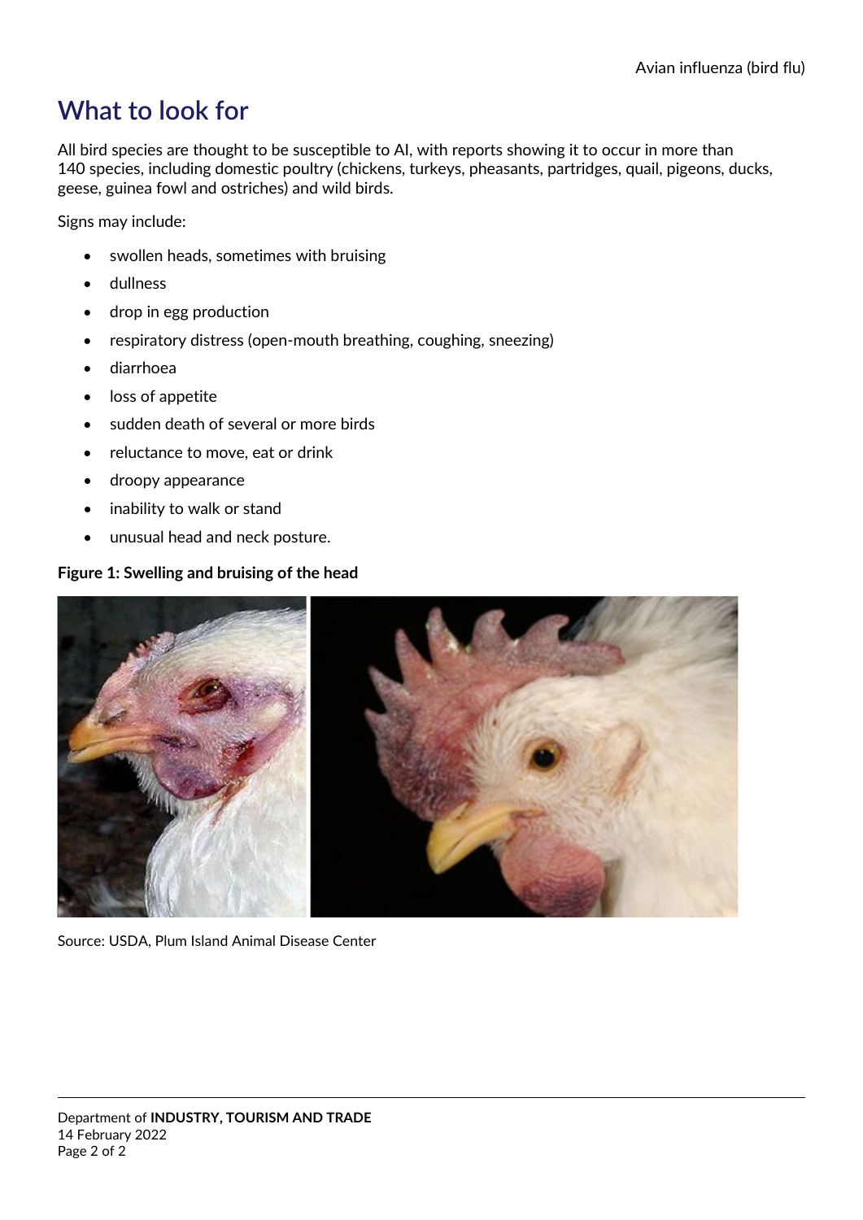# What to look for

All bird species are thought to be susceptible to AI, with reports showing it to occur in more than 140 species, including domestic poultry (chickens, turkeys, pheasants, partridges, quail, pigeons, ducks, geese, guinea fowl and ostriches) and wild birds.

Signs may include:

- swollen heads, sometimes with bruising
- dullness
- drop in egg production
- respiratory distress (open-mouth breathing, coughing, sneezing)
- diarrhoea
- loss of appetite
- sudden death of several or more birds
- reluctance to move, eat or drink
- droopy appearance
- inability to walk or stand
- unusual head and neck posture.

**Figure 1: Swelling and bruising of the head**

Source: USDA, Plum Island Animal Disease Center